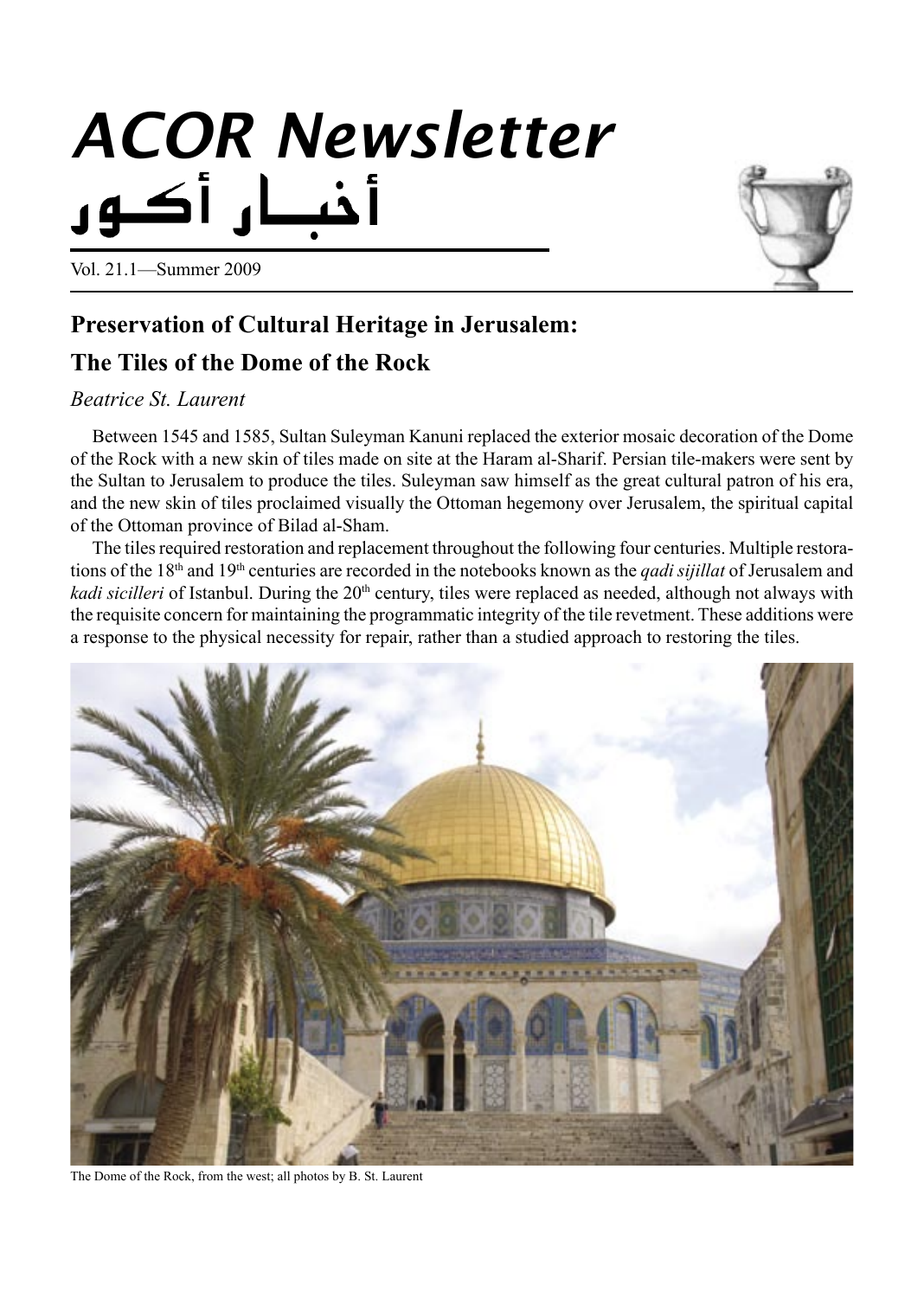# ACOR Newsletter

# أخبار أكور

Vol. 21.1—Summer 2009

## Preservation of Cultural Heritage in Jerusalem: The Tiles of the Dome of the Rock

*Beatrice St. Laurent*

Between 1545 and 1585, Sultan Suleyman Kanuni replaced the exterior mosaic decoration of the Dome of the Rock with a new skin of tiles made on site at the Haram al-Sharif. Persian tile-makers were sent by the Sultan to Jerusalem to produce the tiles. Suleyman saw himself as the great cultural patron of his era, and the new skin of tiles proclaimed visually the Ottoman hegemony over Jerusalem, the spiritual capital of the Ottoman province of Bilad al-Sham.

The tiles required restoration and replacement throughout the following four centuries. Multiple restorations of the 18th and 19th centuries are recorded in the notebooks known as the *qadi sijillat* of Jerusalem and *kadi sicilleri* of Istanbul. During the 20th century, tiles were replaced as needed, although not always with the requisite concern for maintaining the programmatic integrity of the tile revetment. These additions were a response to the physical necessity for repair, rather than a studied approach to restoring the tiles.

The Dome of the Rock, from the west; all photos by B. St. Laurent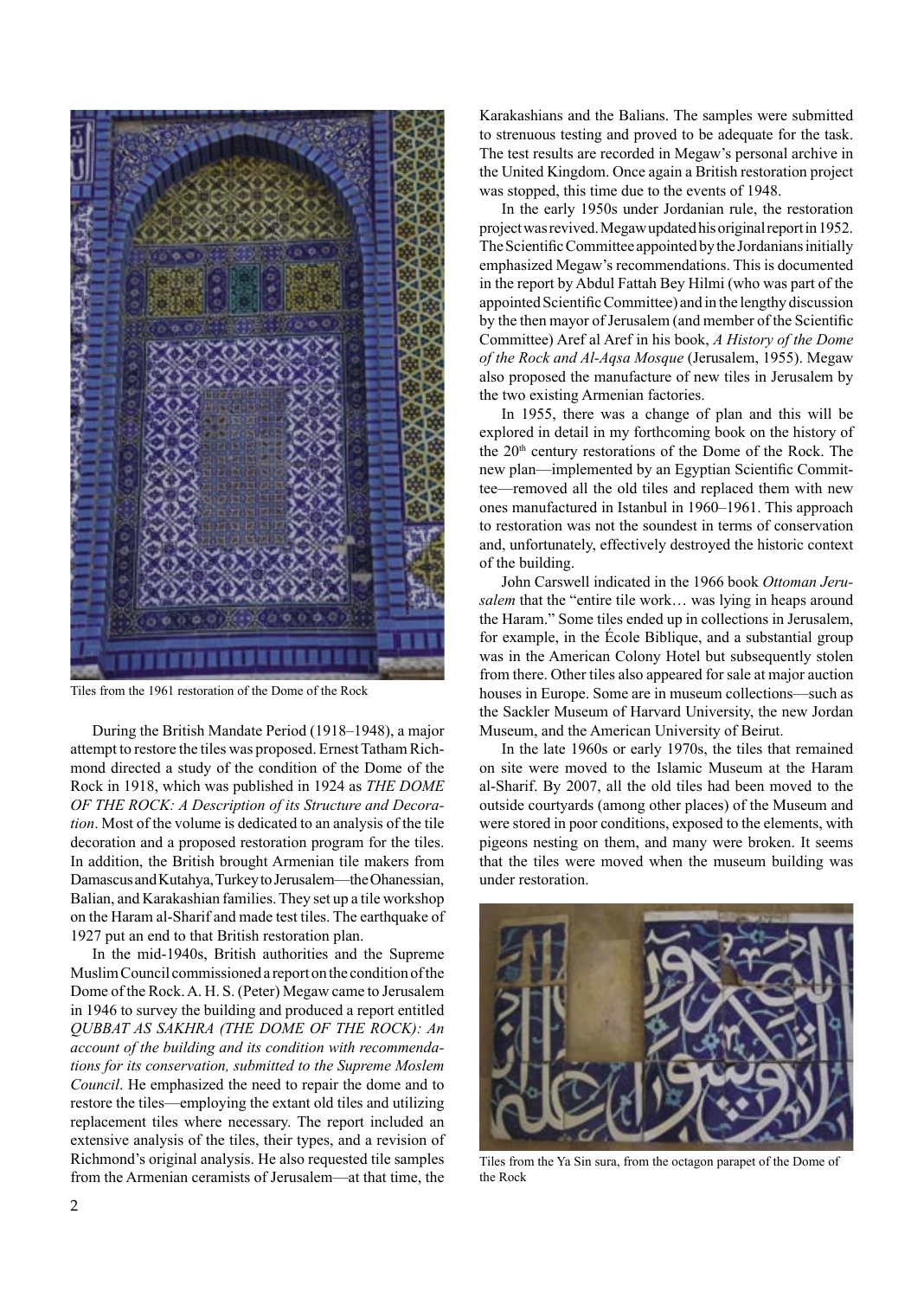Tiles from the 1961 restoration of the Dome of the Rock

During the British Mandate Period (1918–1948), a major attempt to restore the tiles was proposed. Ernest Tatham Richmond directed a study of the condition of the Dome of the Rock in 1918, which was published in 1924 as *THE DOME OF THE ROCK: A Description of its Structure and Decoration*. Most of the volume is dedicated to an analysis of the tile decoration and a proposed restoration program for the tiles. In addition, the British brought Armenian tile makers from Damascus and Kutahya, Turkey to Jerusalem—the Ohanessian, Balian, and Karakashian families. They set up a tile workshop on the Haram al-Sharif and made test tiles. The earthquake of 1927 put an end to that British restoration plan.

In the mid-1940s, British authorities and the Supreme Muslim Council commissioned a report on the condition of the Dome of the Rock. A. H. S. (Peter) Megaw came to Jerusalem in 1946 to survey the building and produced a report entitled *QUBBAT AS SAKHRA (THE DOME OF THE ROCK): An account of the building and its condition with recommendations for its conservation, submitted to the Supreme Moslem Council*. He emphasized the need to repair the dome and to restore the tiles—employing the extant old tiles and utilizing replacement tiles where necessary. The report included an extensive analysis of the tiles, their types, and a revision of Richmond's original analysis. He also requested tile samples from the Armenian ceramists of Jerusalem—at that time, the Karakashians and the Balians. The samples were submitted to strenuous testing and proved to be adequate for the task. The test results are recorded in Megaw's personal archive in the United Kingdom. Once again a British restoration project was stopped, this time due to the events of 1948.

In the early 1950s under Jordanian rule, the restoration project was revived. Megaw updated his original report in 1952. The Scientific Committee appointed by the Jordanians initially emphasized Megaw's recommendations. This is documented in the report by Abdul Fattah Bey Hilmi (who was part of the appointed Scientific Committee) and in the lengthy discussion by the then mayor of Jerusalem (and member of the Scientific Committee) Aref al Aref in his book, *A History of the Dome of the Rock and Al-Aqsa Mosque* (Jerusalem, 1955). Megaw also proposed the manufacture of new tiles in Jerusalem by the two existing Armenian factories.

In 1955, there was a change of plan and this will be explored in detail in my forthcoming book on the history of the 20th century restorations of the Dome of the Rock. The new plan—implemented by an Egyptian Scientific Committee—removed all the old tiles and replaced them with new ones manufactured in Istanbul in 1960–1961. This approach to restoration was not the soundest in terms of conservation and, unfortunately, effectively destroyed the historic context of the building.

John Carswell indicated in the 1966 book *Ottoman Jerusalem* that the "entire tile work… was lying in heaps around the Haram." Some tiles ended up in collections in Jerusalem, for example, in the École Biblique, and a substantial group was in the American Colony Hotel but subsequently stolen from there. Other tiles also appeared for sale at major auction houses in Europe. Some are in museum collections—such as the Sackler Museum of Harvard University, the new Jordan Museum, and the American University of Beirut.

In the late 1960s or early 1970s, the tiles that remained on site were moved to the Islamic Museum at the Haram al-Sharif. By 2007, all the old tiles had been moved to the outside courtyards (among other places) of the Museum and were stored in poor conditions, exposed to the elements, with pigeons nesting on them, and many were broken. It seems that the tiles were moved when the museum building was under restoration.

Tiles from the Ya Sin sura, from the octagon parapet of the Dome of the Rock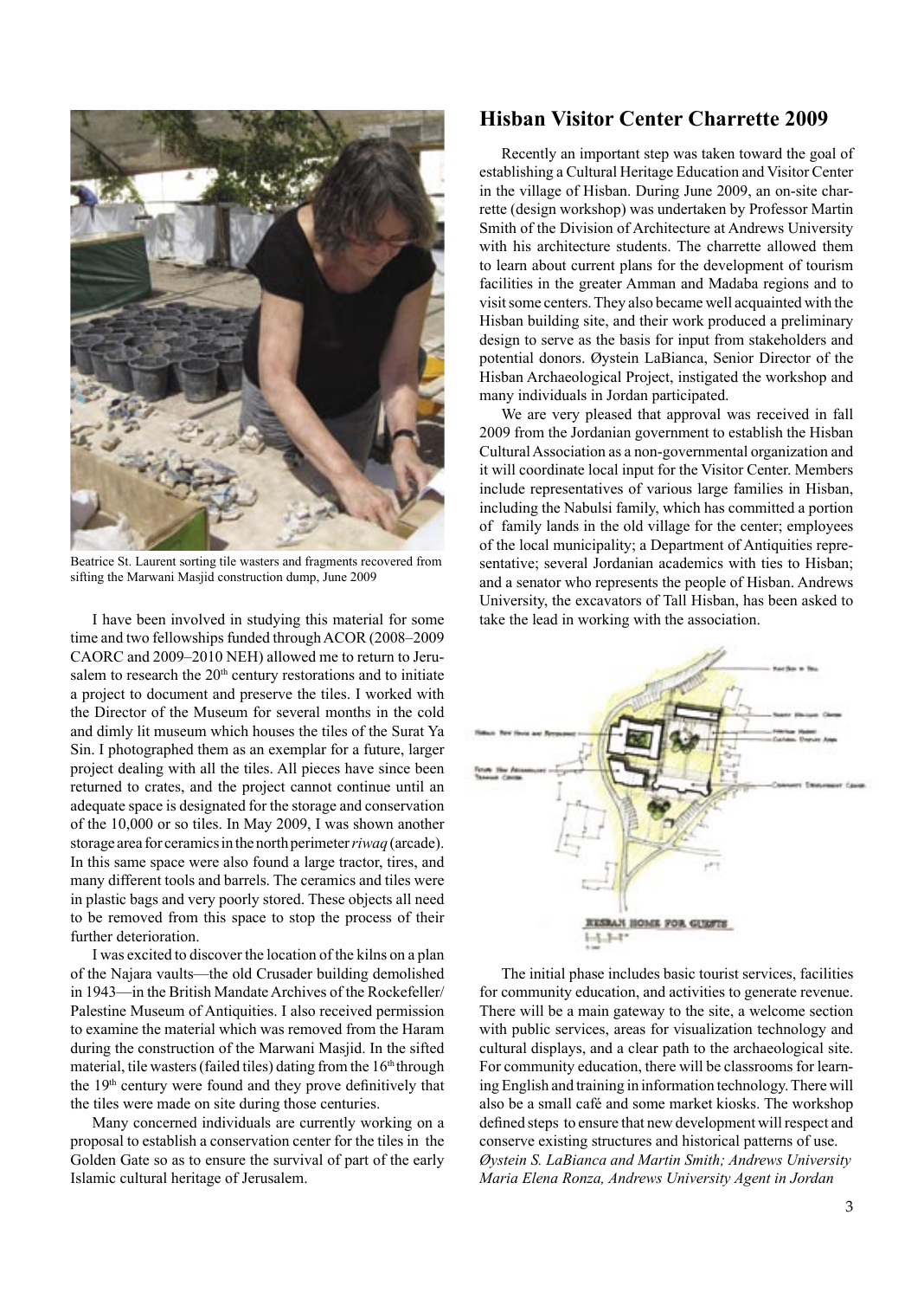Beatrice St. Laurent sorting tile wasters and fragments recovered from sifting the Marwani Masjid construction dump, June 2009

I have been involved in studying this material for some time and two fellowships funded through ACOR (2008–2009 CAORC and 2009–2010 NEH) allowed me to return to Jerusalem to research the 20th century restorations and to initiate a project to document and preserve the tiles. I worked with the Director of the Museum for several months in the cold and dimly lit museum which houses the tiles of the Surat Ya Sin. I photographed them as an exemplar for a future, larger project dealing with all the tiles. All pieces have since been returned to crates, and the project cannot continue until an adequate space is designated for the storage and conservation of the 10,000 or so tiles. In May 2009, I was shown another storage area for ceramics in the north perimeter *riwaq* (arcade). In this same space were also found a large tractor, tires, and many different tools and barrels. The ceramics and tiles were in plastic bags and very poorly stored. These objects all need to be removed from this space to stop the process of their further deterioration.

I was excited to discover the location of the kilns on a plan of the Najara vaults—the old Crusader building demolished in 1943—in the British Mandate Archives of the Rockefeller/ Palestine Museum of Antiquities. I also received permission to examine the material which was removed from the Haram during the construction of the Marwani Masjid. In the sifted material, tile wasters (failed tiles) dating from the 16th through the 19th century were found and they prove definitively that the tiles were made on site during those centuries.

Many concerned individuals are currently working on a proposal to establish a conservation center for the tiles in the Golden Gate so as to ensure the survival of part of the early Islamic cultural heritage of Jerusalem.

## Hisban Visitor Center Charrette 2009

Recently an important step was taken toward the goal of establishing a Cultural Heritage Education and Visitor Center in the village of Hisban. During June 2009, an on-site charrette (design workshop) was undertaken by Professor Martin Smith of the Division of Architecture at Andrews University with his architecture students. The charrette allowed them to learn about current plans for the development of tourism facilities in the greater Amman and Madaba regions and to visit some centers. They also became well acquainted with the Hisban building site, and their work produced a preliminary design to serve as the basis for input from stakeholders and potential donors. Øystein LaBianca, Senior Director of the Hisban Archaeological Project, instigated the workshop and many individuals in Jordan participated.

We are very pleased that approval was received in fall 2009 from the Jordanian government to establish the Hisban Cultural Association as a non-governmental organization and it will coordinate local input for the Visitor Center. Members include representatives of various large families in Hisban, including the Nabulsi family, which has committed a portion of family lands in the old village for the center; employees of the local municipality; a Department of Antiquities representative; several Jordanian academics with ties to Hisban; and a senator who represents the people of Hisban. Andrews University, the excavators of Tall Hisban, has been asked to take the lead in working with the association.

The initial phase includes basic tourist services, facilities for community education, and activities to generate revenue. There will be a main gateway to the site, a welcome section with public services, areas for visualization technology and cultural displays, and a clear path to the archaeological site. For community education, there will be classrooms for learning English and training in information technology. There will also be a small café and some market kiosks. The workshop defined steps to ensure that new development will respect and conserve existing structures and historical patterns of use.

*Øystein S. LaBianca and Martin Smith; Andrews University*
*Maria Elena Ronza, Andrews University Agent in Jordan*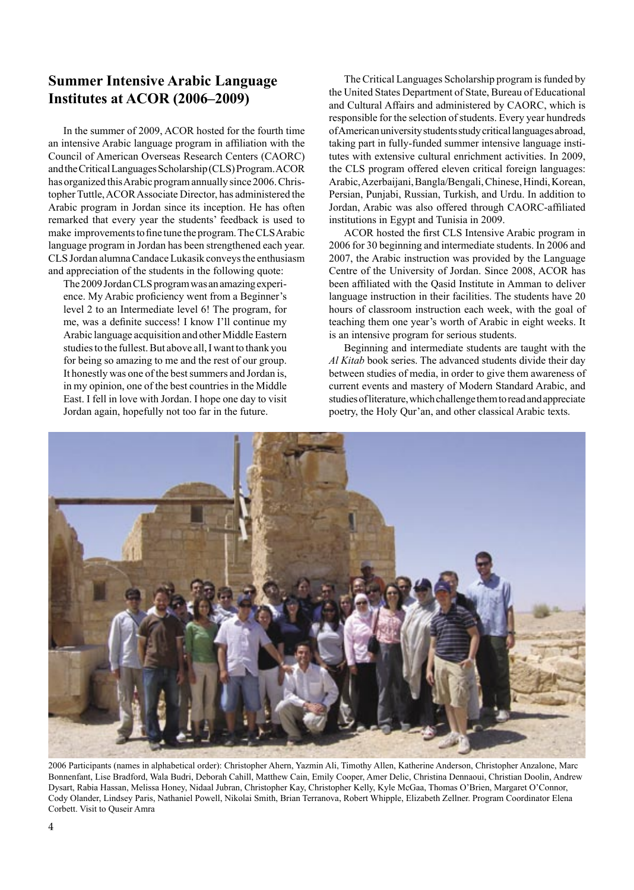## Summer Intensive Arabic Language Institutes at ACOR (2006–2009)

In the summer of 2009, ACOR hosted for the fourth time an intensive Arabic language program in affiliation with the Council of American Overseas Research Centers (CAORC) and the Critical Languages Scholarship (CLS) Program. ACOR has organized this Arabic program annually since 2006. Christopher Tuttle, ACOR Associate Director, has administered the Arabic program in Jordan since its inception. He has often remarked that every year the students' feedback is used to make improvements to fine tune the program. The CLS Arabic language program in Jordan has been strengthened each year. CLS Jordan alumna Candace Lukasik conveys the enthusiasm and appreciation of the students in the following quote:

> The 2009 Jordan CLS program was an amazing experience. My Arabic proficiency went from a Beginner's level 2 to an Intermediate level 6! The program, for me, was a definite success! I know I'll continue my Arabic language acquisition and other Middle Eastern studies to the fullest. But above all, I want to thank you for being so amazing to me and the rest of our group. It honestly was one of the best summers and Jordan is, in my opinion, one of the best countries in the Middle East. I fell in love with Jordan. I hope one day to visit Jordan again, hopefully not too far in the future.

The Critical Languages Scholarship program is funded by the United States Department of State, Bureau of Educational and Cultural Affairs and administered by CAORC, which is responsible for the selection of students. Every year hundreds of American university students study critical languages abroad, taking part in fully-funded summer intensive language institutes with extensive cultural enrichment activities. In 2009, the CLS program offered eleven critical foreign languages: Arabic, Azerbaijani, Bangla/Bengali, Chinese, Hindi, Korean, Persian, Punjabi, Russian, Turkish, and Urdu. In addition to Jordan, Arabic was also offered through CAORC-affiliated institutions in Egypt and Tunisia in 2009.

ACOR hosted the first CLS Intensive Arabic program in 2006 for 30 beginning and intermediate students. In 2006 and 2007, the Arabic instruction was provided by the Language Centre of the University of Jordan. Since 2008, ACOR has been affiliated with the Qasid Institute in Amman to deliver language instruction in their facilities. The students have 20 hours of classroom instruction each week, with the goal of teaching them one year's worth of Arabic in eight weeks. It is an intensive program for serious students.

Beginning and intermediate students are taught with the *Al Kitab* book series. The advanced students divide their day between studies of media, in order to give them awareness of current events and mastery of Modern Standard Arabic, and studies of literature, which challenge them to read and appreciate poetry, the Holy Qur'an, and other classical Arabic texts.

2006 Participants (names in alphabetical order): Christopher Ahern, Yazmin Ali, Timothy Allen, Katherine Anderson, Christopher Anzalone, Marc Bonnenfant, Lise Bradford, Wala Budri, Deborah Cahill, Matthew Cain, Emily Cooper, Amer Delic, Christina Dennaoui, Christian Doolin, Andrew Dysart, Rabia Hassan, Melissa Honey, Nidaal Jubran, Christopher Kay, Christopher Kelly, Kyle McGaa, Thomas O'Brien, Margaret O'Connor, Cody Olander, Lindsey Paris, Nathaniel Powell, Nikolai Smith, Brian Terranova, Robert Whipple, Elizabeth Zellner. Program Coordinator Elena Corbett. Visit to Quseir Amra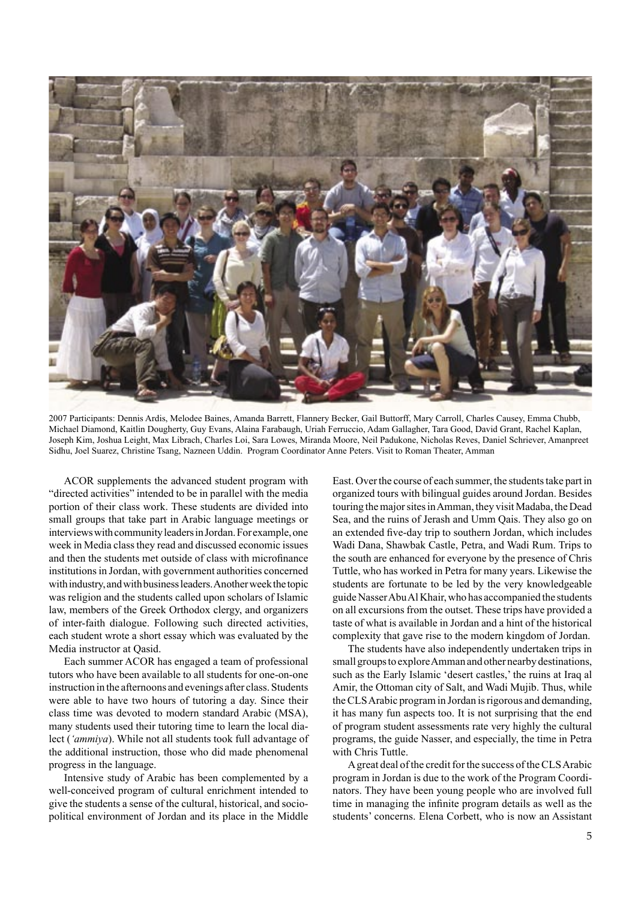2007 Participants: Dennis Ardis, Melodee Baines, Amanda Barrett, Flannery Becker, Gail Buttorff, Mary Carroll, Charles Causey, Emma Chubb, Michael Diamond, Kaitlin Dougherty, Guy Evans, Alaina Farabaugh, Uriah Ferruccio, Adam Gallagher, Tara Good, David Grant, Rachel Kaplan, Joseph Kim, Joshua Leight, Max Librach, Charles Loi, Sara Lowes, Miranda Moore, Neil Padukone, Nicholas Reyes, Daniel Schriever, Amanpreet Sidhu, Joel Suarez, Christine Tsang, Nazneen Uddin. Program Coordinator Anne Peters. Visit to Roman Theater, Amman

ACOR supplements the advanced student program with "directed activities" intended to be in parallel with the media portion of their class work. These students are divided into small groups that take part in Arabic language meetings or interviews with community leaders in Jordan. For example, one week in Media class they read and discussed economic issues and then the students met outside of class with microfinance institutions in Jordan, with government authorities concerned with industry, and with business leaders. Another week the topic was religion and the students called upon scholars of Islamic law, members of the Greek Orthodox clergy, and organizers of inter-faith dialogue. Following such directed activities, each student wrote a short essay which was evaluated by the Media instructor at Qasid.

Each summer ACOR has engaged a team of professional tutors who have been available to all students for one-on-one instruction in the afternoons and evenings after class. Students were able to have two hours of tutoring a day. Since their class time was devoted to modern standard Arabic (MSA), many students used their tutoring time to learn the local dialect (*'ammiya*). While not all students took full advantage of the additional instruction, those who did made phenomenal progress in the language.

Intensive study of Arabic has been complemented by a well-conceived program of cultural enrichment intended to give the students a sense of the cultural, historical, and sociopolitical environment of Jordan and its place in the Middle East. Over the course of each summer, the students take part in organized tours with bilingual guides around Jordan. Besides touring the major sites in Amman, they visit Madaba, the Dead Sea, and the ruins of Jerash and Umm Qais. They also go on an extended five-day trip to southern Jordan, which includes Wadi Dana, Shawbak Castle, Petra, and Wadi Rum. Trips to the south are enhanced for everyone by the presence of Chris Tuttle, who has worked in Petra for many years. Likewise the students are fortunate to be led by the very knowledgeable guide Nasser Abu Al Khair, who has accompanied the students on all excursions from the outset. These trips have provided a taste of what is available in Jordan and a hint of the historical complexity that gave rise to the modern kingdom of Jordan.

The students have also independently undertaken trips in small groups to explore Amman and other nearby destinations, such as the Early Islamic 'desert castles,' the ruins at Iraq al Amir, the Ottoman city of Salt, and Wadi Mujib. Thus, while the CLS Arabic program in Jordan is rigorous and demanding, it has many fun aspects too. It is not surprising that the end of program student assessments rate very highly the cultural programs, the guide Nasser, and especially, the time in Petra with Chris Tuttle.

A great deal of the credit for the success of the CLS Arabic program in Jordan is due to the work of the Program Coordinators. They have been young people who are involved full time in managing the infinite program details as well as the students' concerns. Elena Corbett, who is now an Assistant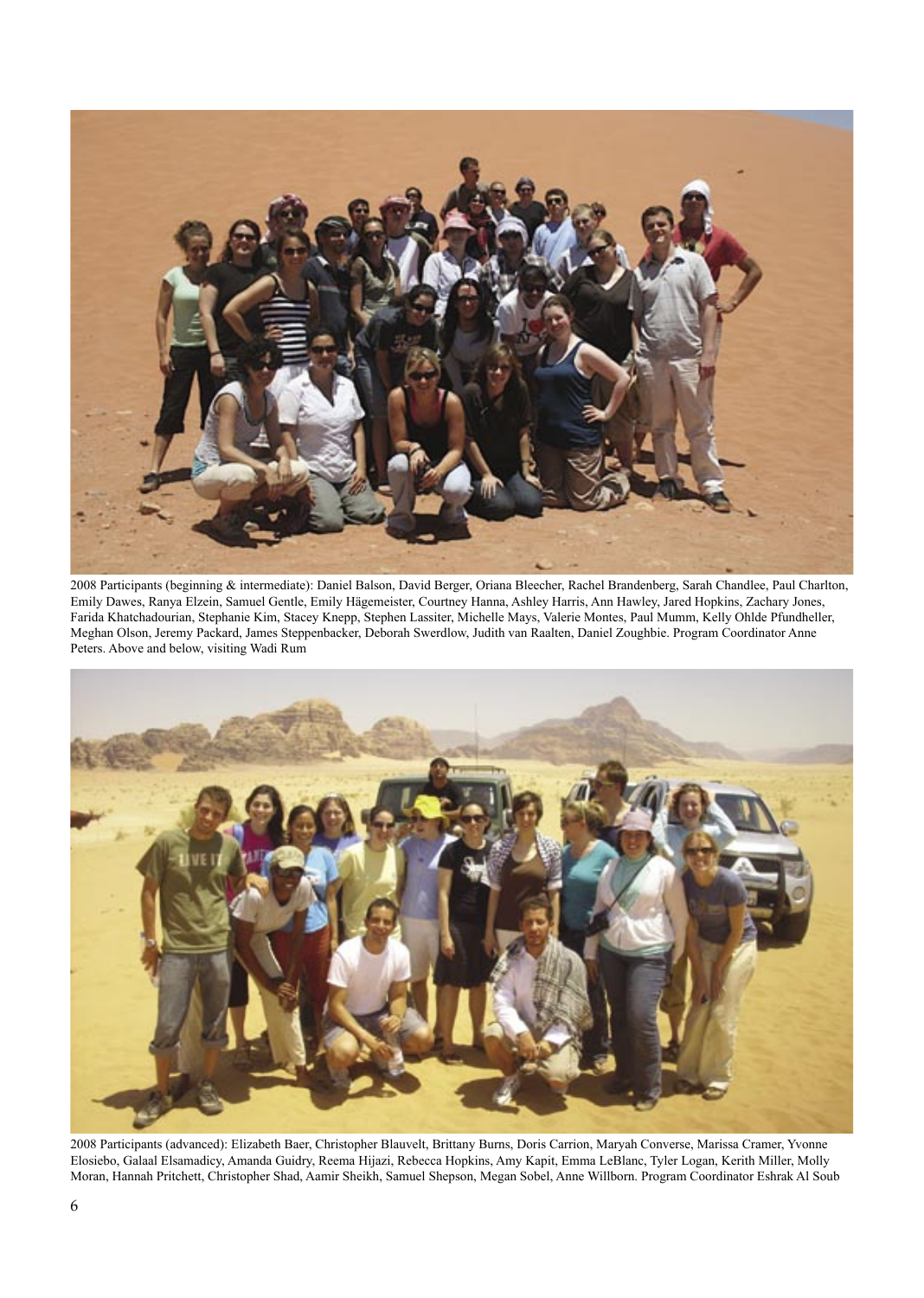2008 Participants (beginning & intermediate): Daniel Balson, David Berger, Oriana Bleecher, Rachel Brandenberg, Sarah Chandlee, Paul Charlton, Emily Dawes, Ranya Elzein, Samuel Gentle, Emily Hägemeister, Courtney Hanna, Ashley Harris, Ann Hawley, Jared Hopkins, Zachary Jones, Farida Khatchadourian, Stephanie Kim, Stacey Knepp, Stephen Lassiter, Michelle Mays, Valerie Montes, Paul Mumm, Kelly Ohlde Pfundheller, Meghan Olson, Jeremy Packard, James Steppenbacker, Deborah Swerdlow, Judith van Raalten, Daniel Zoughbie. Program Coordinator Anne Peters. Above and below, visiting Wadi Rum

2008 Participants (advanced): Elizabeth Baer, Christopher Blauvelt, Brittany Burns, Doris Carrion, Maryah Converse, Marissa Cramer, Yvonne Elosiebo, Galaal Elsamadicy, Amanda Guidry, Reema Hijazi, Rebecca Hopkins, Amy Kapit, Emma LeBlanc, Tyler Logan, Kerith Miller, Molly Moran, Hannah Pritchett, Christopher Shad, Aamir Sheikh, Samuel Shepson, Megan Sobel, Anne Willborn. Program Coordinator Eshrak Al Soub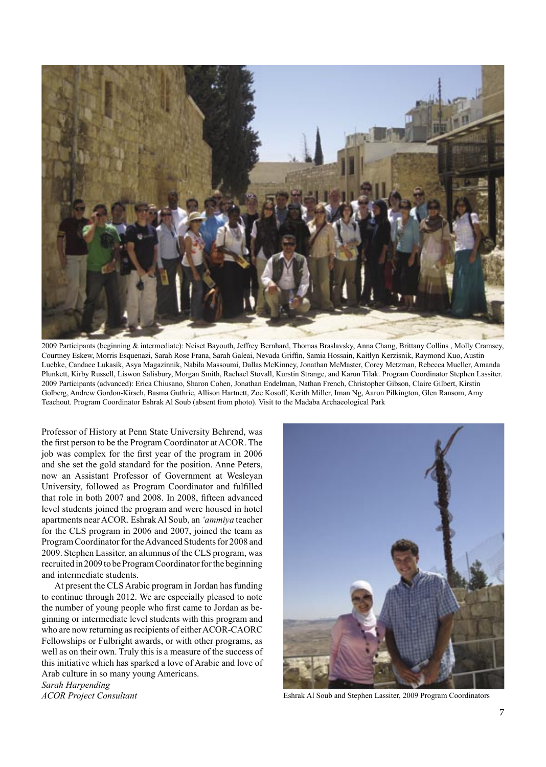2009 Participants (beginning & intermediate): Neiset Bayouth, Jeffrey Bernhard, Thomas Braslavsky, Anna Chang, Brittany Collins , Molly Cramsey, Courtney Eskew, Morris Esquenazi, Sarah Rose Frana, Sarah Galeai, Nevada Griffin, Samia Hossain, Kaitlyn Kerzisnik, Raymond Kuo, Austin Luebke, Candace Lukasik, Asya Magazinnik, Nabila Massoumi, Dallas McKinney, Jonathan McMaster, Corey Metzman, Rebecca Mueller, Amanda Plunkett, Kirby Russell, Liswon Salisbury, Morgan Smith, Rachael Stovall, Kurstin Strange, and Karun Tilak. Program Coordinator Stephen Lassiter. 2009 Participants (advanced): Erica Chiusano, Sharon Cohen, Jonathan Endelman, Nathan French, Christopher Gibson, Claire Gilbert, Kirstin Golberg, Andrew Gordon-Kirsch, Basma Guthrie, Allison Hartnett, Zoe Kosoff, Kerith Miller, Iman Ng, Aaron Pilkington, Glen Ransom, Amy Teachout. Program Coordinator Eshrak Al Soub (absent from photo). Visit to the Madaba Archaeological Park

Professor of History at Penn State University Behrend, was the first person to be the Program Coordinator at ACOR. The job was complex for the first year of the program in 2006 and she set the gold standard for the position. Anne Peters, now an Assistant Professor of Government at Wesleyan University, followed as Program Coordinator and fulfilled that role in both 2007 and 2008. In 2008, fifteen advanced level students joined the program and were housed in hotel apartments near ACOR. Eshrak Al Soub, an *'ammiya* teacher for the CLS program in 2006 and 2007, joined the team as Program Coordinator for the Advanced Students for 2008 and 2009. Stephen Lassiter, an alumnus of the CLS program, was recruited in 2009 to be Program Coordinator for the beginning and intermediate students.

At present the CLS Arabic program in Jordan has funding to continue through 2012. We are especially pleased to note the number of young people who first came to Jordan as beginning or intermediate level students with this program and who are now returning as recipients of either ACOR-CAORC Fellowships or Fulbright awards, or with other programs, as well as on their own. Truly this is a measure of the success of this initiative which has sparked a love of Arabic and love of Arab culture in so many young Americans.

*Sarah Harpending*
*ACOR Project Consultant*

Eshrak Al Soub and Stephen Lassiter, 2009 Program Coordinators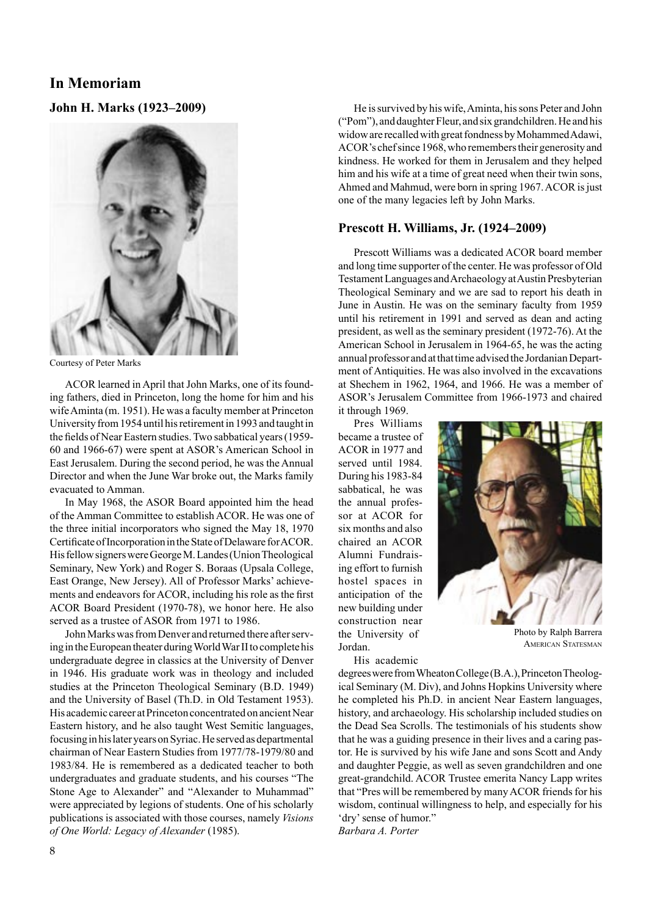# In Memoriam

## John H. Marks (1923–2009)

Courtesy of Peter Marks

ACOR learned in April that John Marks, one of its founding fathers, died in Princeton, long the home for him and his wife Aminta (m. 1951). He was a faculty member at Princeton University from 1954 until his retirement in 1993 and taught in the fields of Near Eastern studies. Two sabbatical years (1959-60 and 1966-67) were spent at ASOR's American School in East Jerusalem. During the second period, he was the Annual Director and when the June War broke out, the Marks family evacuated to Amman.

In May 1968, the ASOR Board appointed him the head of the Amman Committee to establish ACOR. He was one of the three initial incorporators who signed the May 18, 1970 Certificate of Incorporation in the State of Delaware for ACOR. His fellow signers were George M. Landes (Union Theological Seminary, New York) and Roger S. Boraas (Upsala College, East Orange, New Jersey). All of Professor Marks' achievements and endeavors for ACOR, including his role as the first ACOR Board President (1970-78), we honor here. He also served as a trustee of ASOR from 1971 to 1986.

John Marks was from Denver and returned there after serving in the European theater during World War II to complete his undergraduate degree in classics at the University of Denver in 1946. His graduate work was in theology and included studies at the Princeton Theological Seminary (B.D. 1949) and the University of Basel (Th.D. in Old Testament 1953). His academic career at Princeton concentrated on ancient Near Eastern history, and he also taught West Semitic languages, focusing in his later years on Syriac. He served as departmental chairman of Near Eastern Studies from 1977/78-1979/80 and 1983/84. He is remembered as a dedicated teacher to both undergraduates and graduate students, and his courses "The Stone Age to Alexander" and "Alexander to Muhammad" were appreciated by legions of students. One of his scholarly publications is associated with those courses, namely *Visions of One World: Legacy of Alexander* (1985).

He is survived by his wife, Aminta, his sons Peter and John ("Pom"), and daughter Fleur, and six grandchildren. He and his widow are recalled with great fondness by Mohammed Adawi, ACOR's chef since 1968, who remembers their generosity and kindness. He worked for them in Jerusalem and they helped him and his wife at a time of great need when their twin sons, Ahmed and Mahmud, were born in spring 1967. ACOR is just one of the many legacies left by John Marks.

## Prescott H. Williams, Jr. (1924–2009)

Prescott Williams was a dedicated ACOR board member and long time supporter of the center. He was professor of Old Testament Languages and Archaeology at Austin Presbyterian Theological Seminary and we are sad to report his death in June in Austin. He was on the seminary faculty from 1959 until his retirement in 1991 and served as dean and acting president, as well as the seminary president (1972-76). At the American School in Jerusalem in 1964-65, he was the acting annual professor and at that time advised the Jordanian Department of Antiquities. He was also involved in the excavations at Shechem in 1962, 1964, and 1966. He was a member of ASOR's Jerusalem Committee from 1966-1973 and chaired it through 1969.

Pres Williams became a trustee of ACOR in 1977 and served until 1984. During his 1983-84 sabbatical, he was the annual professor at ACOR for six months and also chaired an ACOR Alumni Fundraising effort to furnish hostel spaces in anticipation of the new building under construction near the University of Jordan.

Photo by Ralph Barrera
American Statesman

His academic degrees were from Wheaton College (B.A.), Princeton Theological Seminary (M. Div), and Johns Hopkins University where he completed his Ph.D. in ancient Near Eastern languages, history, and archaeology. His scholarship included studies on the Dead Sea Scrolls. The testimonials of his students show that he was a guiding presence in their lives and a caring pastor. He is survived by his wife Jane and sons Scott and Andy and daughter Peggie, as well as seven grandchildren and one great-grandchild. ACOR Trustee emerita Nancy Lapp writes that "Pres will be remembered by many ACOR friends for his wisdom, continual willingness to help, and especially for his 'dry' sense of humor."

*Barbara A. Porter*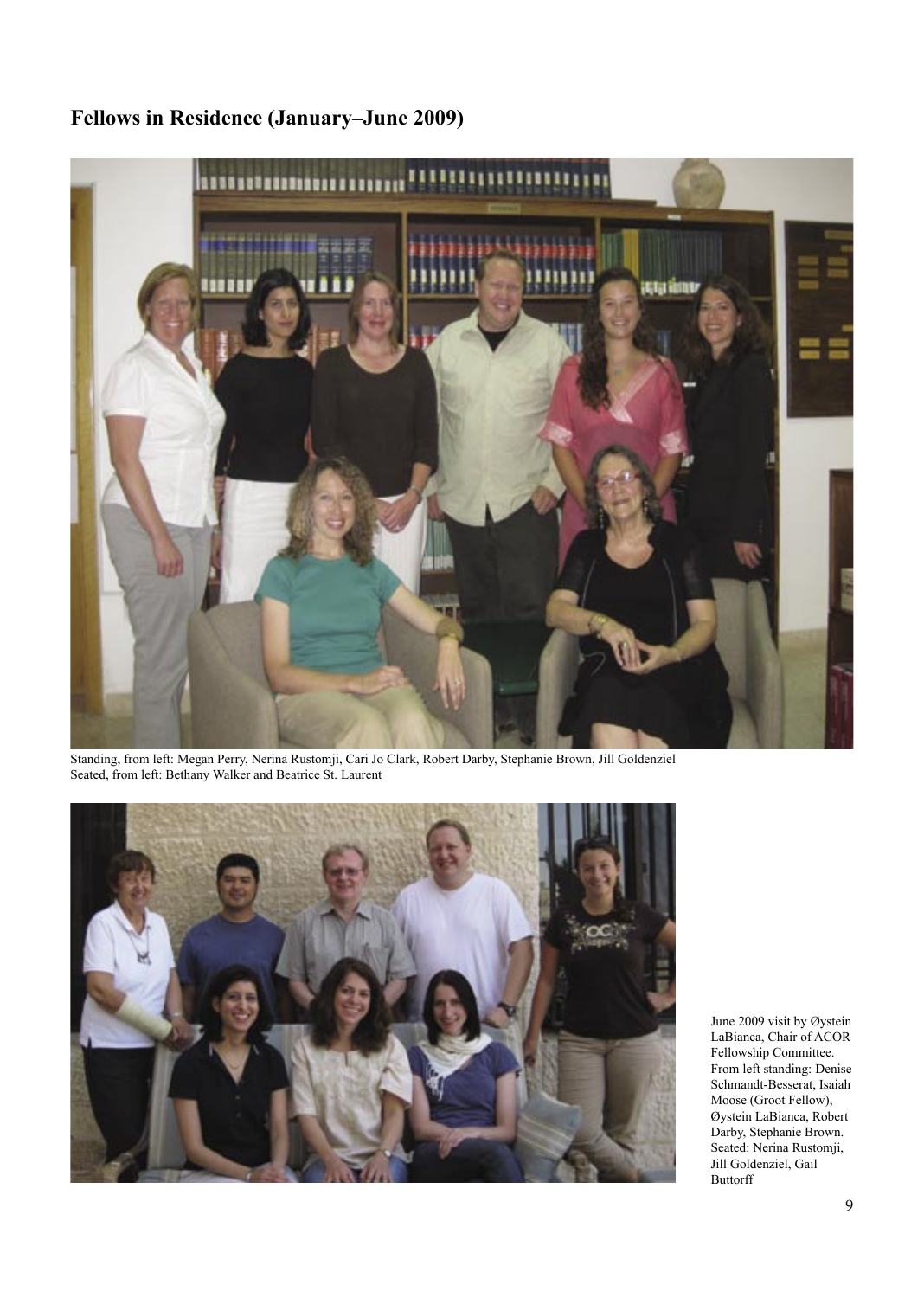## Fellows in Residence (January–June 2009)

Standing, from left: Megan Perry, Nerina Rustomji, Cari Jo Clark, Robert Darby, Stephanie Brown, Jill Goldenziel
Seated, from left: Bethany Walker and Beatrice St. Laurent

June 2009 visit by Øystein LaBianca, Chair of ACOR Fellowship Committee. From left standing: Denise Schmandt-Besserat, Isaiah Moose (Groot Fellow), Øystein LaBianca, Robert Darby, Stephanie Brown. Seated: Nerina Rustomji, Jill Goldenziel, Gail Buttorff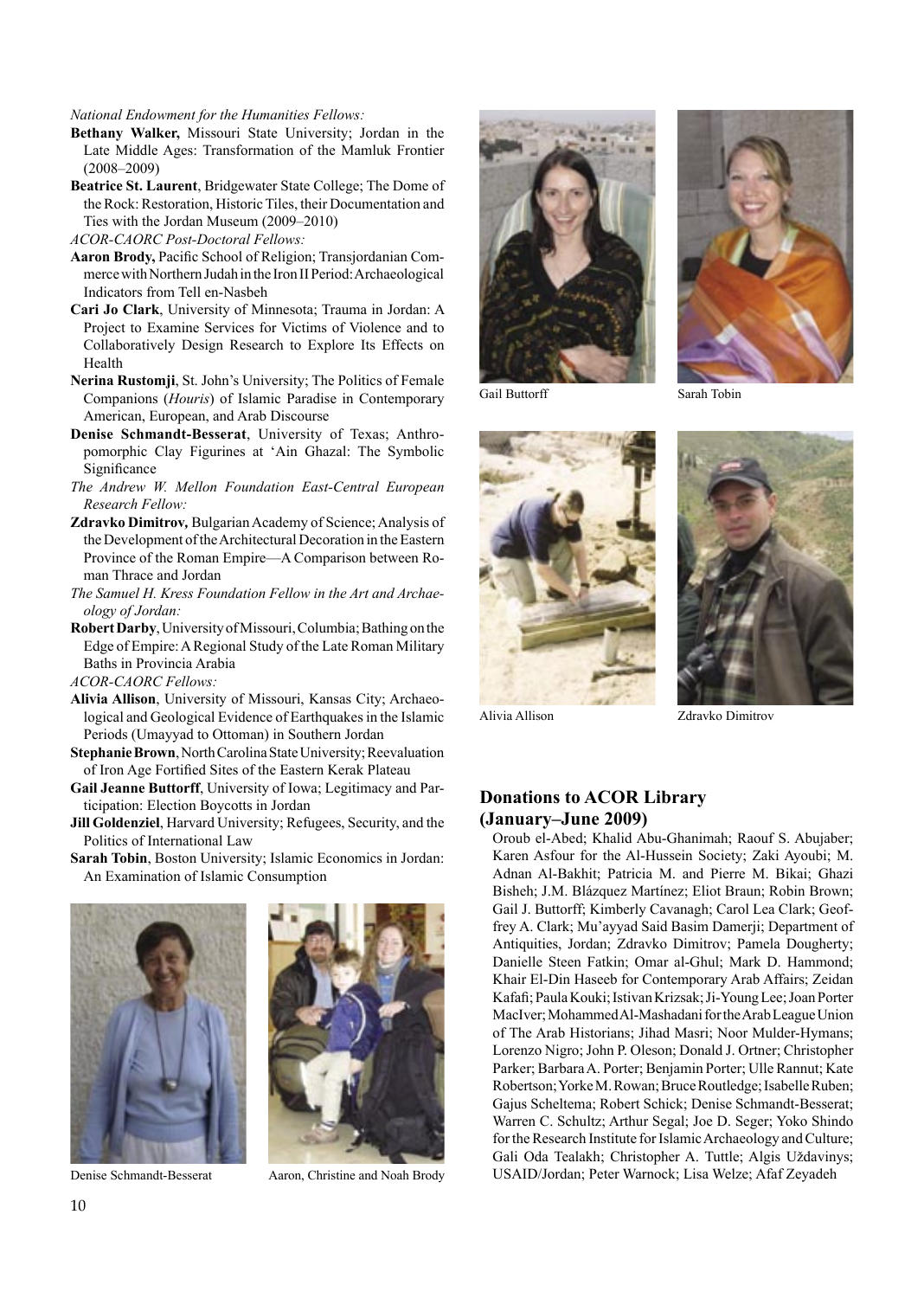*National Endowment for the Humanities Fellows:*

**Bethany Walker,** Missouri State University; Jordan in the Late Middle Ages: Transformation of the Mamluk Frontier (2008–2009)

**Beatrice St. Laurent**, Bridgewater State College; The Dome of the Rock: Restoration, Historic Tiles, their Documentation and Ties with the Jordan Museum (2009–2010)

*ACOR-CAORC Post-Doctoral Fellows:*

**Aaron Brody,** Pacific School of Religion; Transjordanian Commerce with Northern Judah in the Iron II Period: Archaeological Indicators from Tell en-Nasbeh

**Cari Jo Clark**, University of Minnesota; Trauma in Jordan: A Project to Examine Services for Victims of Violence and to Collaboratively Design Research to Explore Its Effects on Health

**Nerina Rustomji**, St. John's University; The Politics of Female Companions (*Houris*) of Islamic Paradise in Contemporary American, European, and Arab Discourse

**Denise Schmandt-Besserat**, University of Texas; Anthropomorphic Clay Figurines at 'Ain Ghazal: The Symbolic Significance

*The Andrew W. Mellon Foundation East-Central European Research Fellow:*

**Zdravko Dimitrov,** Bulgarian Academy of Science; Analysis of the Development of the Architectural Decoration in the Eastern Province of the Roman Empire—A Comparison between Roman Thrace and Jordan

*The Samuel H. Kress Foundation Fellow in the Art and Archaeology of Jordan:*

**Robert Darby**, University of Missouri, Columbia; Bathing on the Edge of Empire: A Regional Study of the Late Roman Military Baths in Provincia Arabia

*ACOR-CAORC Fellows:*

**Alivia Allison**, University of Missouri, Kansas City; Archaeological and Geological Evidence of Earthquakes in the Islamic Periods (Umayyad to Ottoman) in Southern Jordan

**Stephanie Brown**, North Carolina State University; Reevaluation of Iron Age Fortified Sites of the Eastern Kerak Plateau

**Gail Jeanne Buttorff**, University of Iowa; Legitimacy and Participation: Election Boycotts in Jordan

**Jill Goldenziel**, Harvard University; Refugees, Security, and the Politics of International Law

**Sarah Tobin**, Boston University; Islamic Economics in Jordan: An Examination of Islamic Consumption

Denise Schmandt-Besserat

Aaron, Christine and Noah Brody

Gail Buttorff

Sarah Tobin

Alivia Allison

Zdravko Dimitrov

## Donations to ACOR Library (January–June 2009)

Oroub el-Abed; Khalid Abu-Ghanimah; Raouf S. Abujaber; Karen Asfour for the Al-Hussein Society; Zaki Ayoubi; M. Adnan Al-Bakhit; Patricia M. and Pierre M. Bikai; Ghazi Bisheh; J.M. Blázquez Martínez; Eliot Braun; Robin Brown; Gail J. Buttorff; Kimberly Cavanagh; Carol Lea Clark; Geoffrey A. Clark; Mu'ayyad Said Basim Damerji; Department of Antiquities, Jordan; Zdravko Dimitrov; Pamela Dougherty; Danielle Steen Fatkin; Omar al-Ghul; Mark D. Hammond; Khair El-Din Haseeb for Contemporary Arab Affairs; Zeidan Kafafi; Paula Kouki; Istivan Krizsak; Ji-Young Lee; Joan Porter MacIver; Mohammed Al-Mashadani for the Arab League Union of The Arab Historians; Jihad Masri; Noor Mulder-Hymans; Lorenzo Nigro; John P. Oleson; Donald J. Ortner; Christopher Parker; Barbara A. Porter; Benjamin Porter; Ulle Rannut; Kate Robertson; Yorke M. Rowan; Bruce Routledge; Isabelle Ruben; Gajus Scheltema; Robert Schick; Denise Schmandt-Besserat; Warren C. Schultz; Arthur Segal; Joe D. Seger; Yoko Shindo for the Research Institute for Islamic Archaeology and Culture; Gali Oda Tealakh; Christopher A. Tuttle; Algis Uždavinys; USAID/Jordan; Peter Warnock; Lisa Welze; Afaf Zeyadeh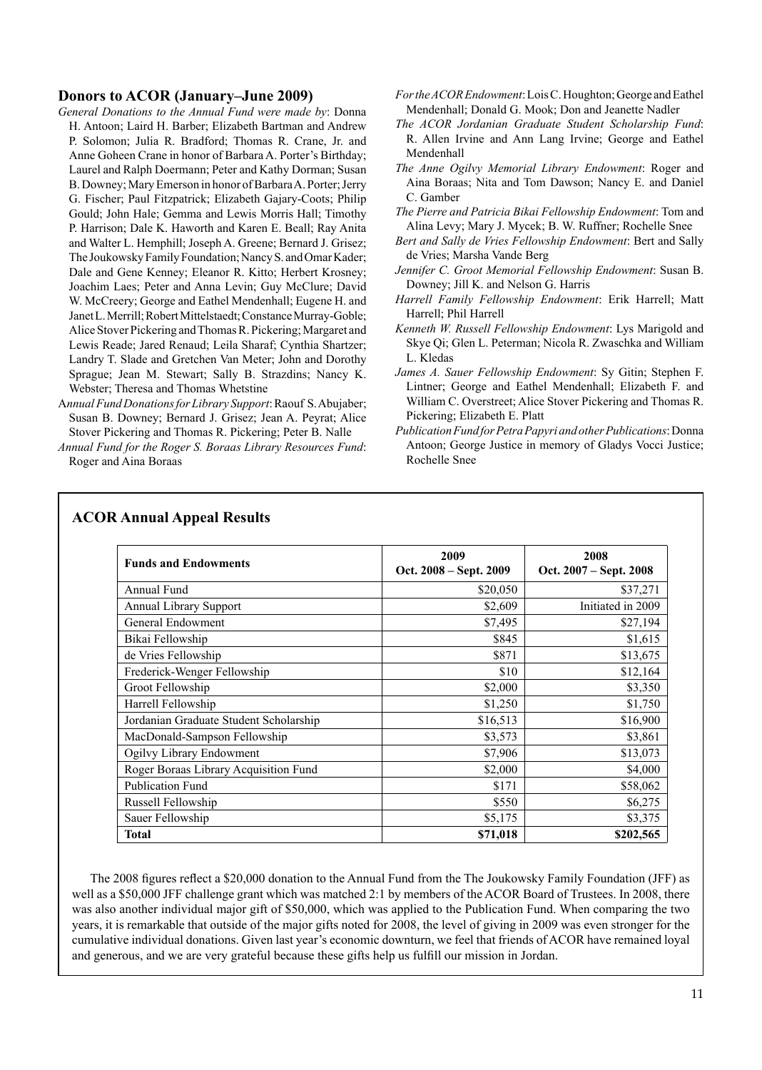## Donors to ACOR (January–June 2009)

*General Donations to the Annual Fund were made by*: Donna H. Antoon; Laird H. Barber; Elizabeth Bartman and Andrew P. Solomon; Julia R. Bradford; Thomas R. Crane, Jr. and Anne Goheen Crane in honor of Barbara A. Porter's Birthday; Laurel and Ralph Doermann; Peter and Kathy Dorman; Susan B. Downey; Mary Emerson in honor of Barbara A. Porter; Jerry G. Fischer; Paul Fitzpatrick; Elizabeth Gajary-Coots; Philip Gould; John Hale; Gemma and Lewis Morris Hall; Timothy P. Harrison; Dale K. Haworth and Karen E. Beall; Ray Anita and Walter L. Hemphill; Joseph A. Greene; Bernard J. Grisez; The Joukowsky Family Foundation; Nancy S. and Omar Kader; Dale and Gene Kenney; Eleanor R. Kitto; Herbert Krosney; Joachim Laes; Peter and Anna Levin; Guy McClure; David W. McCreery; George and Eathel Mendenhall; Eugene H. and Janet L. Merrill; Robert Mittelstaedt; Constance Murray-Goble; Alice Stover Pickering and Thomas R. Pickering; Margaret and Lewis Reade; Jared Renaud; Leila Sharaf; Cynthia Shartzer; Landry T. Slade and Gretchen Van Meter; John and Dorothy Sprague; Jean M. Stewart; Sally B. Strazdins; Nancy K. Webster; Theresa and Thomas Whetstine

*Annual Fund Donations for Library Support*: Raouf S. Abujaber; Susan B. Downey; Bernard J. Grisez; Jean A. Peyrat; Alice Stover Pickering and Thomas R. Pickering; Peter B. Nalle

*Annual Fund for the Roger S. Boraas Library Resources Fund*: Roger and Aina Boraas

*For the ACOR Endowment*: Lois C. Houghton; George and Eathel Mendenhall; Donald G. Mook; Don and Jeanette Nadler

*The ACOR Jordanian Graduate Student Scholarship Fund*: R. Allen Irvine and Ann Lang Irvine; George and Eathel Mendenhall

*The Anne Ogilvy Memorial Library Endowment*: Roger and Aina Boraas; Nita and Tom Dawson; Nancy E. and Daniel C. Gamber

*The Pierre and Patricia Bikai Fellowship Endowment*: Tom and Alina Levy; Mary J. Mycek; B. W. Ruffner; Rochelle Snee

*Bert and Sally de Vries Fellowship Endowment*: Bert and Sally de Vries; Marsha Vande Berg

*Jennifer C. Groot Memorial Fellowship Endowment*: Susan B. Downey; Jill K. and Nelson G. Harris

*Harrell Family Fellowship Endowment*: Erik Harrell; Matt Harrell; Phil Harrell

*Kenneth W. Russell Fellowship Endowment*: Lys Marigold and Skye Qi; Glen L. Peterman; Nicola R. Zwaschka and William L. Kledas

*James A. Sauer Fellowship Endowment*: Sy Gitin; Stephen F. Lintner; George and Eathel Mendenhall; Elizabeth F. and William C. Overstreet; Alice Stover Pickering and Thomas R. Pickering; Elizabeth E. Platt

*Publication Fund for Petra Papyri and other Publications*: Donna Antoon; George Justice in memory of Gladys Vocci Justice; Rochelle Snee

## ACOR Annual Appeal Results

| Funds and Endowments | 2009<br>Oct. 2008 – Sept. 2009 | 2008<br>Oct. 2007 – Sept. 2008 |
|---|---|---|
| Annual Fund | \$20,050 | \$37,271 |
| Annual Library Support | \$2,609 | Initiated in 2009 |
| General Endowment | \$7,495 | \$27,194 |
| Bikai Fellowship | \$845 | \$1,615 |
| de Vries Fellowship | \$871 | \$13,675 |
| Frederick-Wenger Fellowship | \$10 | \$12,164 |
| Groot Fellowship | \$2,000 | \$3,350 |
| Harrell Fellowship | \$1,250 | \$1,750 |
| Jordanian Graduate Student Scholarship | \$16,513 | \$16,900 |
| MacDonald-Sampson Fellowship | \$3,573 | \$3,861 |
| Ogilvy Library Endowment | \$7,906 | \$13,073 |
| Roger Boraas Library Acquisition Fund | \$2,000 | \$4,000 |
| Publication Fund | \$171 | \$58,062 |
| Russell Fellowship | \$550 | \$6,275 |
| Sauer Fellowship | \$5,175 | \$3,375 |
| **Total** | **\$71,018** | **\$202,565** |

The 2008 figures reflect a \$20,000 donation to the Annual Fund from the The Joukowsky Family Foundation (JFF) as well as a \$50,000 JFF challenge grant which was matched 2:1 by members of the ACOR Board of Trustees. In 2008, there was also another individual major gift of \$50,000, which was applied to the Publication Fund. When comparing the two years, it is remarkable that outside of the major gifts noted for 2008, the level of giving in 2009 was even stronger for the cumulative individual donations. Given last year's economic downturn, we feel that friends of ACOR have remained loyal and generous, and we are very grateful because these gifts help us fulfill our mission in Jordan.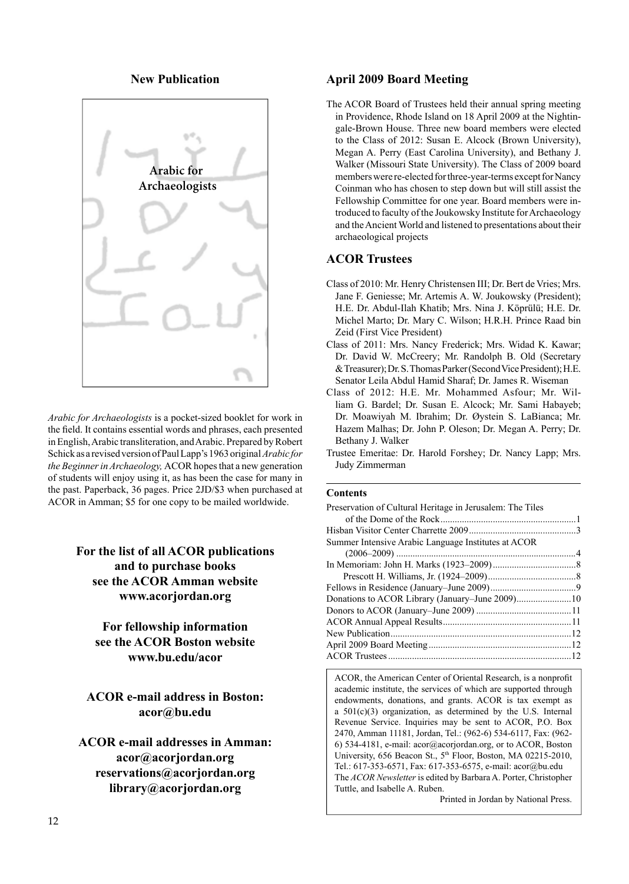## New Publication

Arabic for Archaeologists

*Arabic for Archaeologists* is a pocket-sized booklet for work in the field. It contains essential words and phrases, each presented in English, Arabic transliteration, and Arabic. Prepared by Robert Schick as a revised version of Paul Lapp's 1963 original *Arabic for the Beginner in Archaeology,* ACOR hopes that a new generation of students will enjoy using it, as has been the case for many in the past. Paperback, 36 pages. Price 2JD/$3 when purchased at ACOR in Amman; $5 for one copy to be mailed worldwide.

**For the list of all ACOR publications and to purchase books see the ACOR Amman website www.acorjordan.org**

**For fellowship information see the ACOR Boston website www.bu.edu/acor**

**ACOR e-mail address in Boston: acor@bu.edu**

**ACOR e-mail addresses in Amman: acor@acorjordan.org reservations@acorjordan.org library@acorjordan.org**

## April 2009 Board Meeting

The ACOR Board of Trustees held their annual spring meeting in Providence, Rhode Island on 18 April 2009 at the Nightingale-Brown House. Three new board members were elected to the Class of 2012: Susan E. Alcock (Brown University), Megan A. Perry (East Carolina University), and Bethany J. Walker (Missouri State University). The Class of 2009 board members were re-elected for three-year-terms except for Nancy Coinman who has chosen to step down but will still assist the Fellowship Committee for one year. Board members were introduced to faculty of the Joukowsky Institute for Archaeology and the Ancient World and listened to presentations about their archaeological projects

## ACOR Trustees

Class of 2010: Mr. Henry Christensen III; Dr. Bert de Vries; Mrs. Jane F. Geniesse; Mr. Artemis A. W. Joukowsky (President); H.E. Dr. Abdul-Ilah Khatib; Mrs. Nina J. Köprülü; H.E. Dr. Michel Marto; Dr. Mary C. Wilson; H.R.H. Prince Raad bin Zeid (First Vice President)

Class of 2011: Mrs. Nancy Frederick; Mrs. Widad K. Kawar; Dr. David W. McCreery; Mr. Randolph B. Old (Secretary & Treasurer); Dr. S. Thomas Parker (Second Vice President); H.E. Senator Leila Abdul Hamid Sharaf; Dr. James R. Wiseman

Class of 2012: H.E. Mr. Mohammed Asfour; Mr. William G. Bardel; Dr. Susan E. Alcock; Mr. Sami Habayeb; Dr. Moawiyah M. Ibrahim; Dr. Øystein S. LaBianca; Mr. Hazem Malhas; Dr. John P. Oleson; Dr. Megan A. Perry; Dr. Bethany J. Walker

Trustee Emeritae: Dr. Harold Forshey; Dr. Nancy Lapp; Mrs. Judy Zimmerman

### Contents

| | |
|---|---|
| Preservation of Cultural Heritage in Jerusalem: The Tiles of the Dome of the Rock | 1 |
| Hisban Visitor Center Charrette 2009 | 3 |
| Summer Intensive Arabic Language Institutes at ACOR (2006–2009) | 4 |
| In Memoriam: John H. Marks (1923–2009) | 8 |
| Prescott H. Williams, Jr. (1924–2009) | 8 |
| Fellows in Residence (January–June 2009) | 9 |
| Donations to ACOR Library (January–June 2009) | 10 |
| Donors to ACOR (January–June 2009) | 11 |
| ACOR Annual Appeal Results | 11 |
| New Publication | 12 |
| April 2009 Board Meeting | 12 |
| ACOR Trustees | 12 |

ACOR, the American Center of Oriental Research, is a nonprofit academic institute, the services of which are supported through endowments, donations, and grants. ACOR is tax exempt as a 501(c)(3) organization, as determined by the U.S. Internal Revenue Service. Inquiries may be sent to ACOR, P.O. Box 2470, Amman 11181, Jordan, Tel.: (962-6) 534-6117, Fax: (962-6) 534-4181, e-mail: acor@acorjordan.org, or to ACOR, Boston University, 656 Beacon St., 5th Floor, Boston, MA 02215-2010, Tel.: 617-353-6571, Fax: 617-353-6575, e-mail: acor@bu.edu

The *ACOR Newsletter* is edited by Barbara A. Porter, Christopher Tuttle, and Isabelle A. Ruben.

Printed in Jordan by National Press.